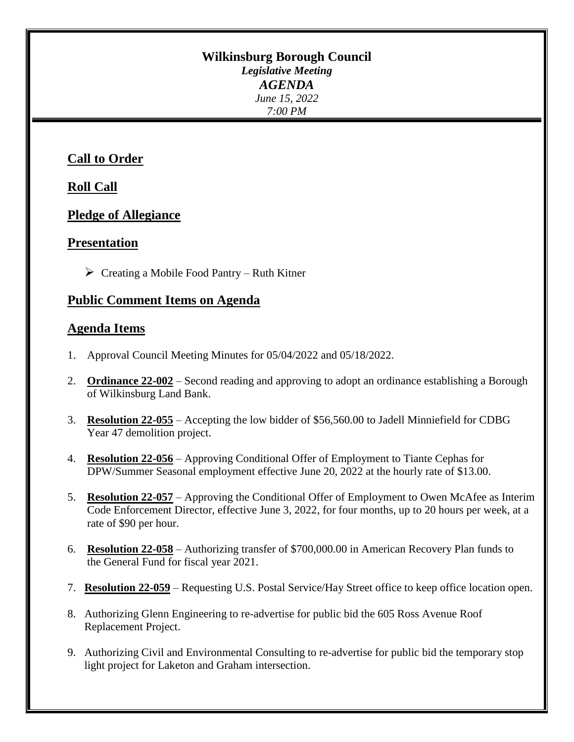# Wilkinsburg Borough Council

***Legislative Meeting***

***AGENDA***

*June 15, 2022*

*7:00 PM*

## Call to Order

## Roll Call

## Pledge of Allegiance

## Presentation

- Creating a Mobile Food Pantry – Ruth Kitner

## Public Comment Items on Agenda

## Agenda Items

1. Approval Council Meeting Minutes for 05/04/2022 and 05/18/2022.
2. **Ordinance 22-002** – Second reading and approving to adopt an ordinance establishing a Borough of Wilkinsburg Land Bank.
3. **Resolution 22-055** – Accepting the low bidder of $56,560.00 to Jadell Minniefield for CDBG Year 47 demolition project.
4. **Resolution 22-056** – Approving Conditional Offer of Employment to Tiante Cephas for DPW/Summer Seasonal employment effective June 20, 2022 at the hourly rate of $13.00.
5. **Resolution 22-057** – Approving the Conditional Offer of Employment to Owen McAfee as Interim Code Enforcement Director, effective June 3, 2022, for four months, up to 20 hours per week, at a rate of $90 per hour.
6. **Resolution 22-058** – Authorizing transfer of $700,000.00 in American Recovery Plan funds to the General Fund for fiscal year 2021.
7. **Resolution 22-059** – Requesting U.S. Postal Service/Hay Street office to keep office location open.
8. Authorizing Glenn Engineering to re-advertise for public bid the 605 Ross Avenue Roof Replacement Project.
9. Authorizing Civil and Environmental Consulting to re-advertise for public bid the temporary stop light project for Laketon and Graham intersection.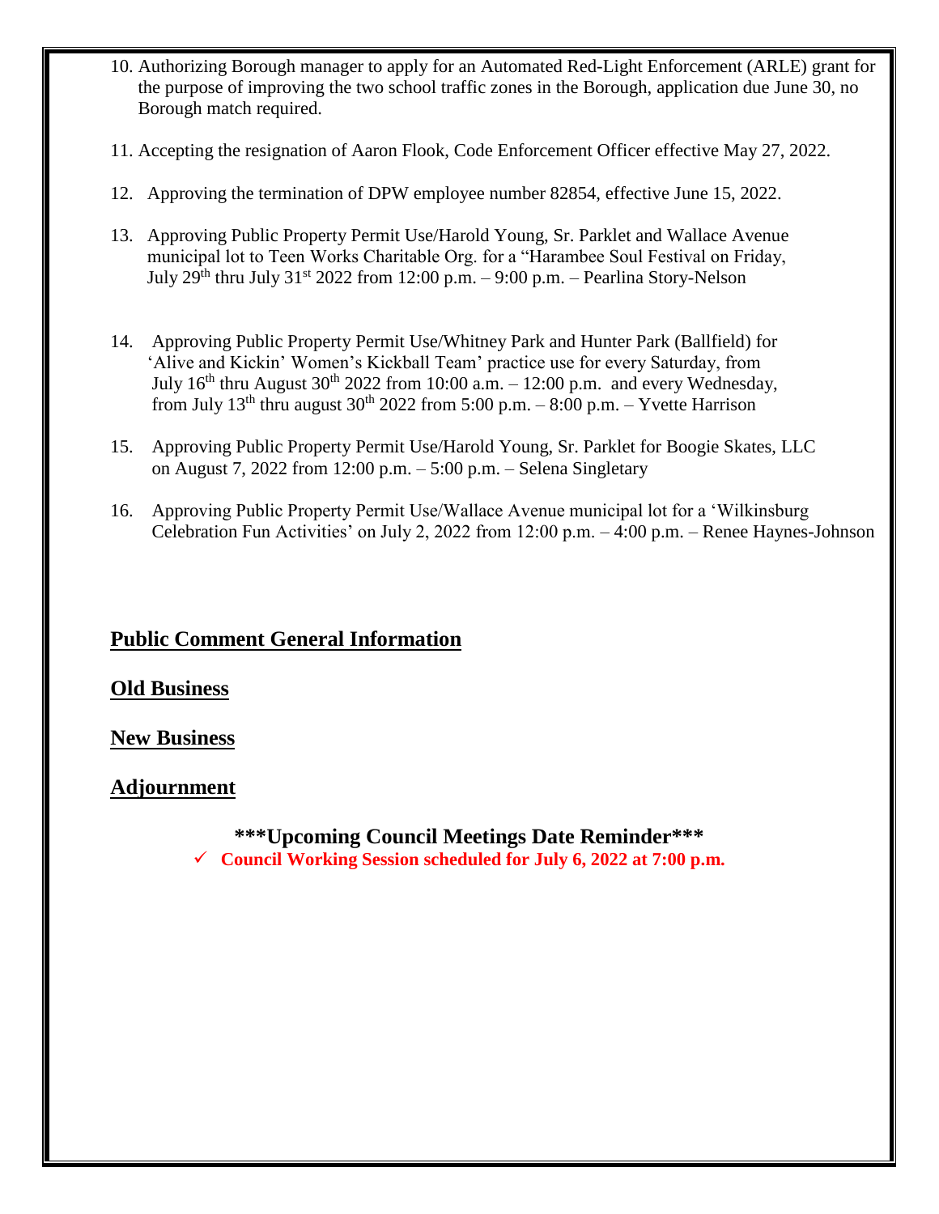10. Authorizing Borough manager to apply for an Automated Red-Light Enforcement (ARLE) grant for the purpose of improving the two school traffic zones in the Borough, application due June 30, no Borough match required.

11. Accepting the resignation of Aaron Flook, Code Enforcement Officer effective May 27, 2022.

12. Approving the termination of DPW employee number 82854, effective June 15, 2022.

13. Approving Public Property Permit Use/Harold Young, Sr. Parklet and Wallace Avenue municipal lot to Teen Works Charitable Org. for a "Harambee Soul Festival on Friday, July 29th thru July 31st 2022 from 12:00 p.m. – 9:00 p.m. – Pearlina Story-Nelson

14. Approving Public Property Permit Use/Whitney Park and Hunter Park (Ballfield) for 'Alive and Kickin' Women's Kickball Team' practice use for every Saturday, from July 16th thru August 30th 2022 from 10:00 a.m. – 12:00 p.m. and every Wednesday, from July 13th thru august 30th 2022 from 5:00 p.m. – 8:00 p.m. – Yvette Harrison

15. Approving Public Property Permit Use/Harold Young, Sr. Parklet for Boogie Skates, LLC on August 7, 2022 from 12:00 p.m. – 5:00 p.m. – Selena Singletary

16. Approving Public Property Permit Use/Wallace Avenue municipal lot for a 'Wilkinsburg Celebration Fun Activities' on July 2, 2022 from 12:00 p.m. – 4:00 p.m. – Renee Haynes-Johnson

## Public Comment General Information

## Old Business

## New Business

## Adjournment

**\*\*\*Upcoming Council Meetings Date Reminder\*\*\***

- ✓ **Council Working Session scheduled for July 6, 2022 at 7:00 p.m.**